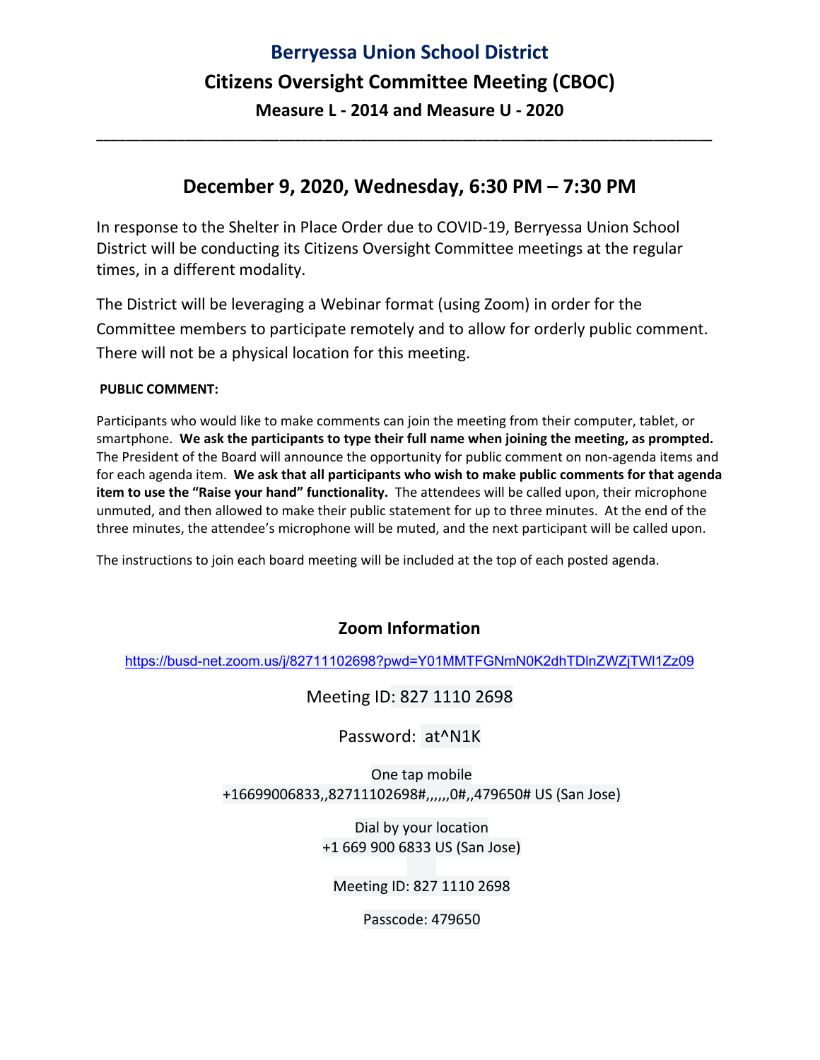# Berryessa Union School District

## Citizens Oversight Committee Meeting (CBOC)

### Measure L - 2014 and Measure U - 2020

---

## December 9, 2020, Wednesday, 6:30 PM – 7:30 PM

In response to the Shelter in Place Order due to COVID-19, Berryessa Union School District will be conducting its Citizens Oversight Committee meetings at the regular times, in a different modality.

The District will be leveraging a Webinar format (using Zoom) in order for the Committee members to participate remotely and to allow for orderly public comment. There will not be a physical location for this meeting.

**PUBLIC COMMENT:**

Participants who would like to make comments can join the meeting from their computer, tablet, or smartphone. **We ask the participants to type their full name when joining the meeting, as prompted.** The President of the Board will announce the opportunity for public comment on non-agenda items and for each agenda item. **We ask that all participants who wish to make public comments for that agenda item to use the "Raise your hand" functionality.** The attendees will be called upon, their microphone unmuted, and then allowed to make their public statement for up to three minutes. At the end of the three minutes, the attendee's microphone will be muted, and the next participant will be called upon.

The instructions to join each board meeting will be included at the top of each posted agenda.

### Zoom Information

https://busd-net.zoom.us/j/82711102698?pwd=Y01MMTFGNmN0K2dhTDlnZWZjTWl1Zz09

Meeting ID: 827 1110 2698

Password: at^N1K

One tap mobile
+16699006833,,82711102698#,,,,,,0#,,479650# US (San Jose)

Dial by your location
+1 669 900 6833 US (San Jose)

Meeting ID: 827 1110 2698

Passcode: 479650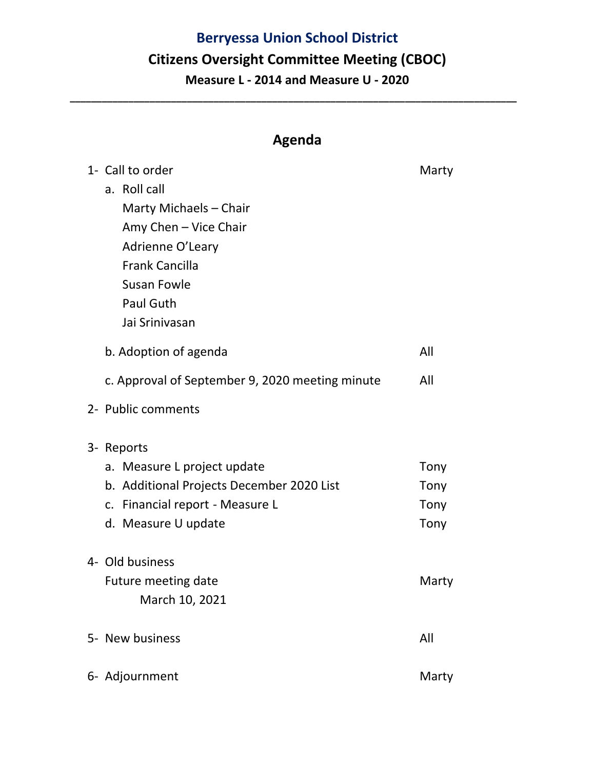# Berryessa Union School District

## Citizens Oversight Committee Meeting (CBOC)

### Measure L - 2014 and Measure U - 2020

---

## Agenda

1- Call to order — Marty

a. Roll call

Marty Michaels – Chair
Amy Chen – Vice Chair
Adrienne O'Leary
Frank Cancilla
Susan Fowle
Paul Guth
Jai Srinivasan

b. Adoption of agenda — All

c. Approval of September 9, 2020 meeting minute — All

2- Public comments

3- Reports

a. Measure L project update — Tony
b. Additional Projects December 2020 List — Tony
c. Financial report - Measure L — Tony
d. Measure U update — Tony

4- Old business

Future meeting date — Marty

March 10, 2021

5- New business — All

6- Adjournment — Marty